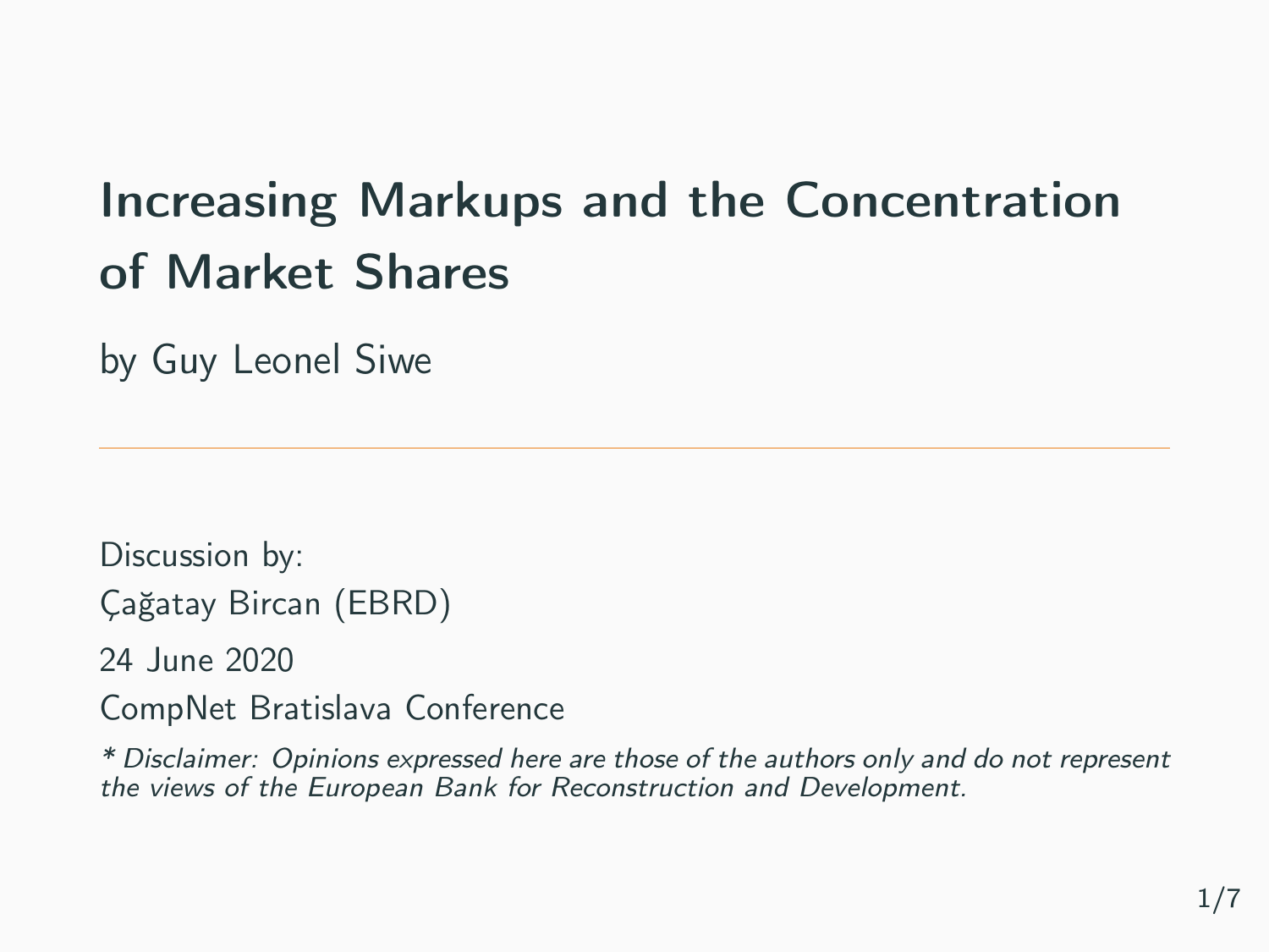# Increasing Markups and the Concentration of Market Shares

by Guy Leonel Siwe

---

Discussion by:

Çağatay Bircan (EBRD)

24 June 2020

CompNet Bratislava Conference

*\* Disclaimer: Opinions expressed here are those of the authors only and do not represent the views of the European Bank for Reconstruction and Development.*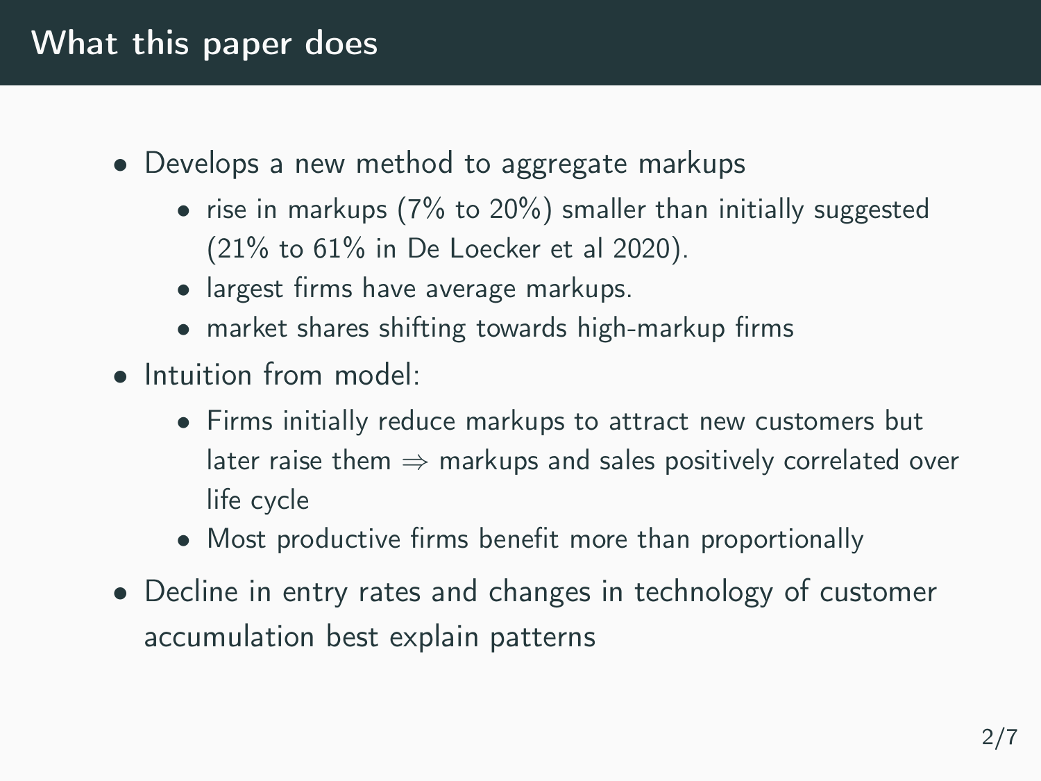# What this paper does

- Develops a new method to aggregate markups
  - rise in markups (7% to 20%) smaller than initially suggested (21% to 61% in De Loecker et al 2020).
  - largest firms have average markups.
  - market shares shifting towards high-markup firms
- Intuition from model:
  - Firms initially reduce markups to attract new customers but later raise them $\Rightarrow$ markups and sales positively correlated over life cycle
  - Most productive firms benefit more than proportionally
- Decline in entry rates and changes in technology of customer accumulation best explain patterns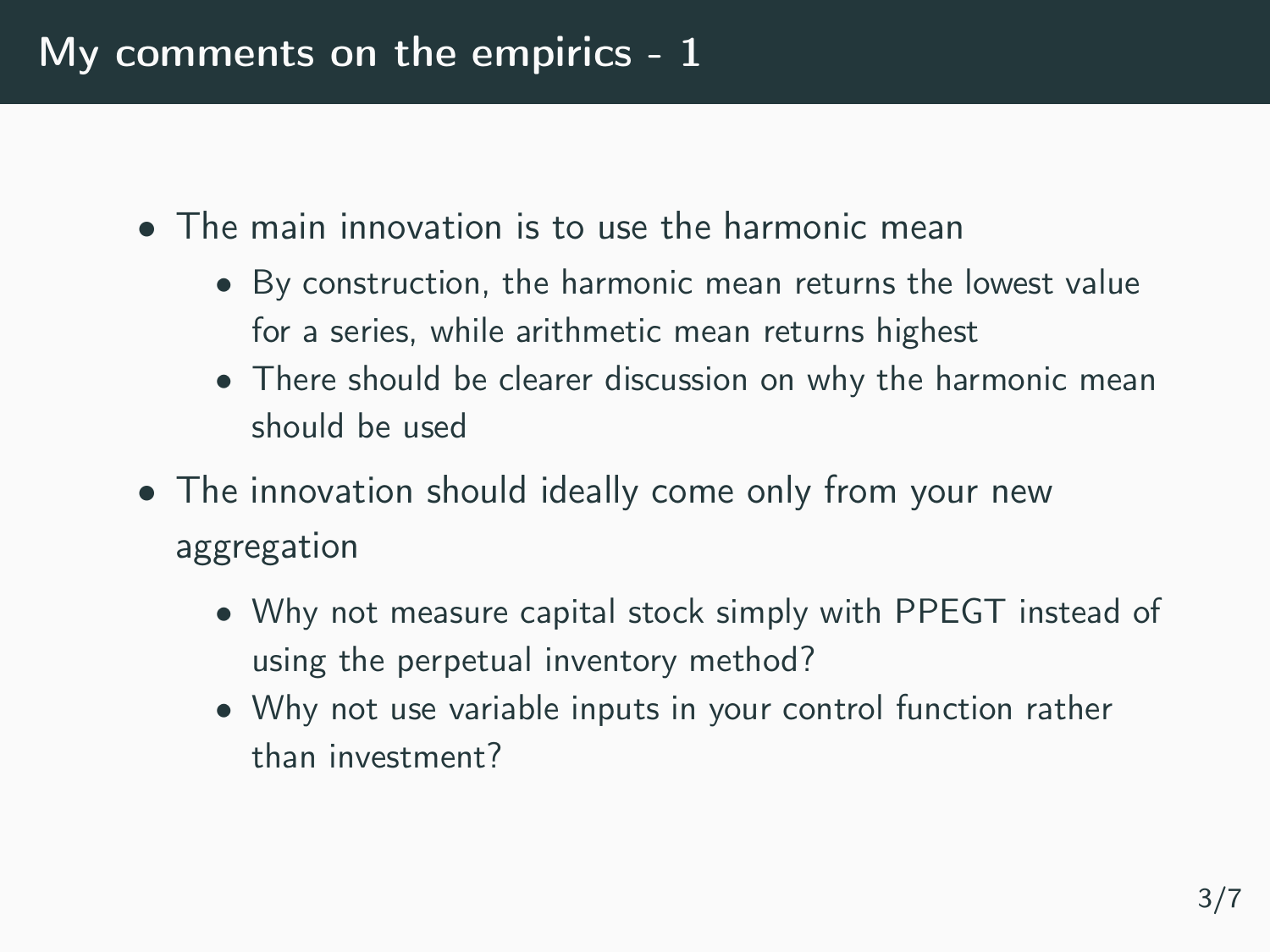# My comments on the empirics - 1

- The main innovation is to use the harmonic mean
  - By construction, the harmonic mean returns the lowest value for a series, while arithmetic mean returns highest
  - There should be clearer discussion on why the harmonic mean should be used
- The innovation should ideally come only from your new aggregation
  - Why not measure capital stock simply with PPEGT instead of using the perpetual inventory method?
  - Why not use variable inputs in your control function rather than investment?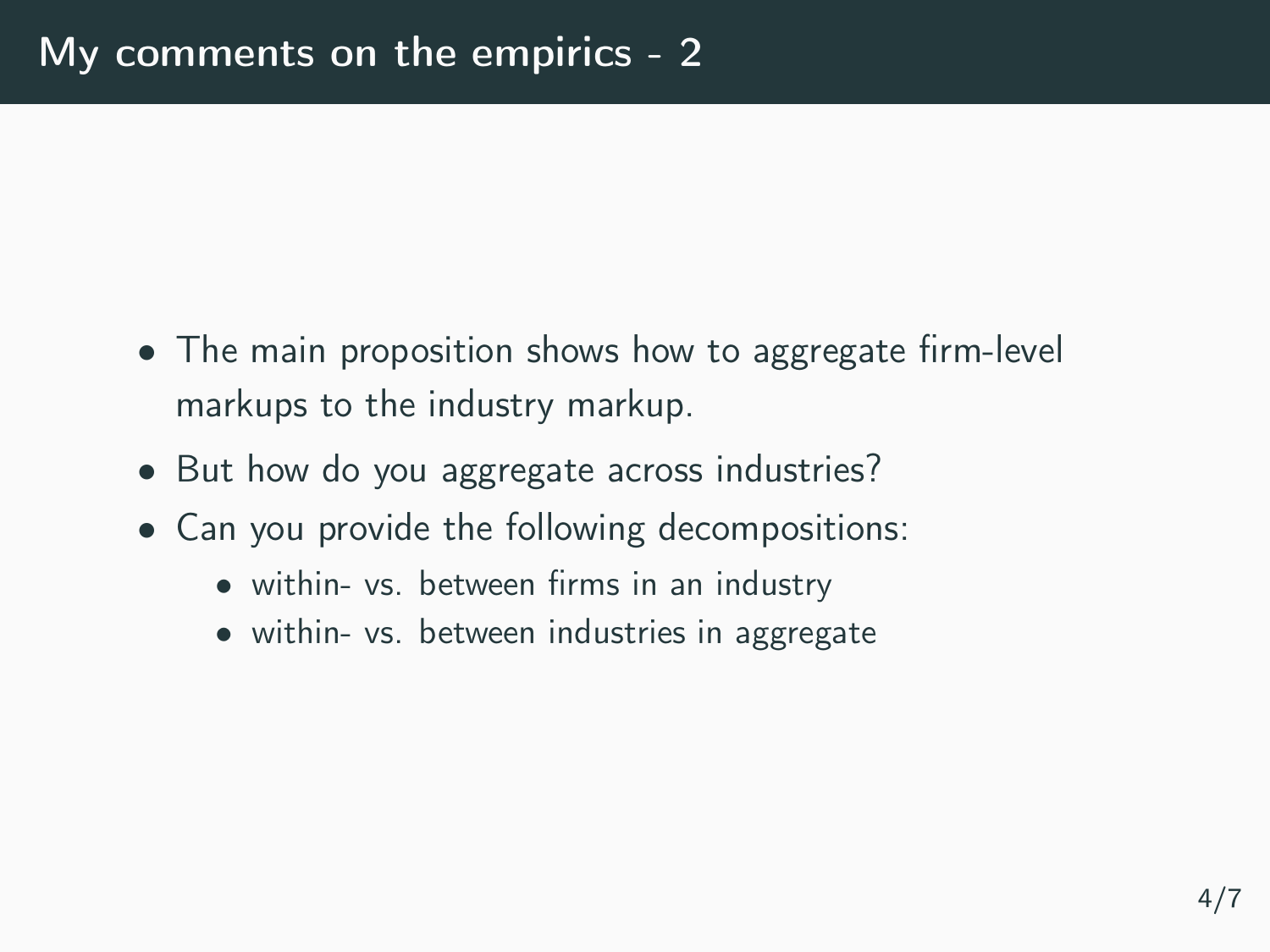# My comments on the empirics - 2

- The main proposition shows how to aggregate firm-level markups to the industry markup.
- But how do you aggregate across industries?
- Can you provide the following decompositions:
  - within- vs. between firms in an industry
  - within- vs. between industries in aggregate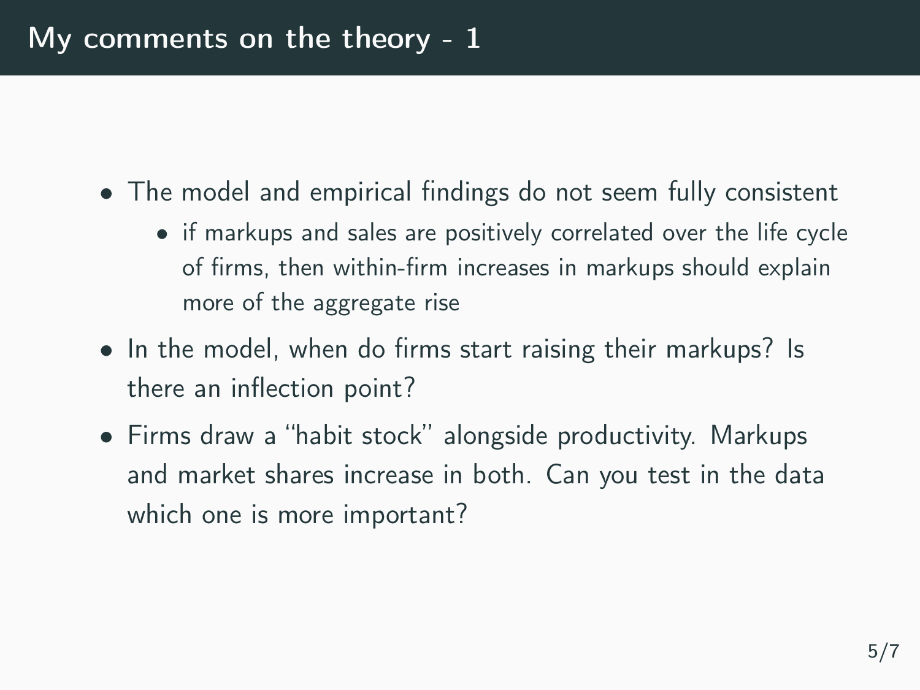# My comments on the theory - 1

- The model and empirical findings do not seem fully consistent
  - if markups and sales are positively correlated over the life cycle of firms, then within-firm increases in markups should explain more of the aggregate rise
- In the model, when do firms start raising their markups? Is there an inflection point?
- Firms draw a "habit stock" alongside productivity. Markups and market shares increase in both. Can you test in the data which one is more important?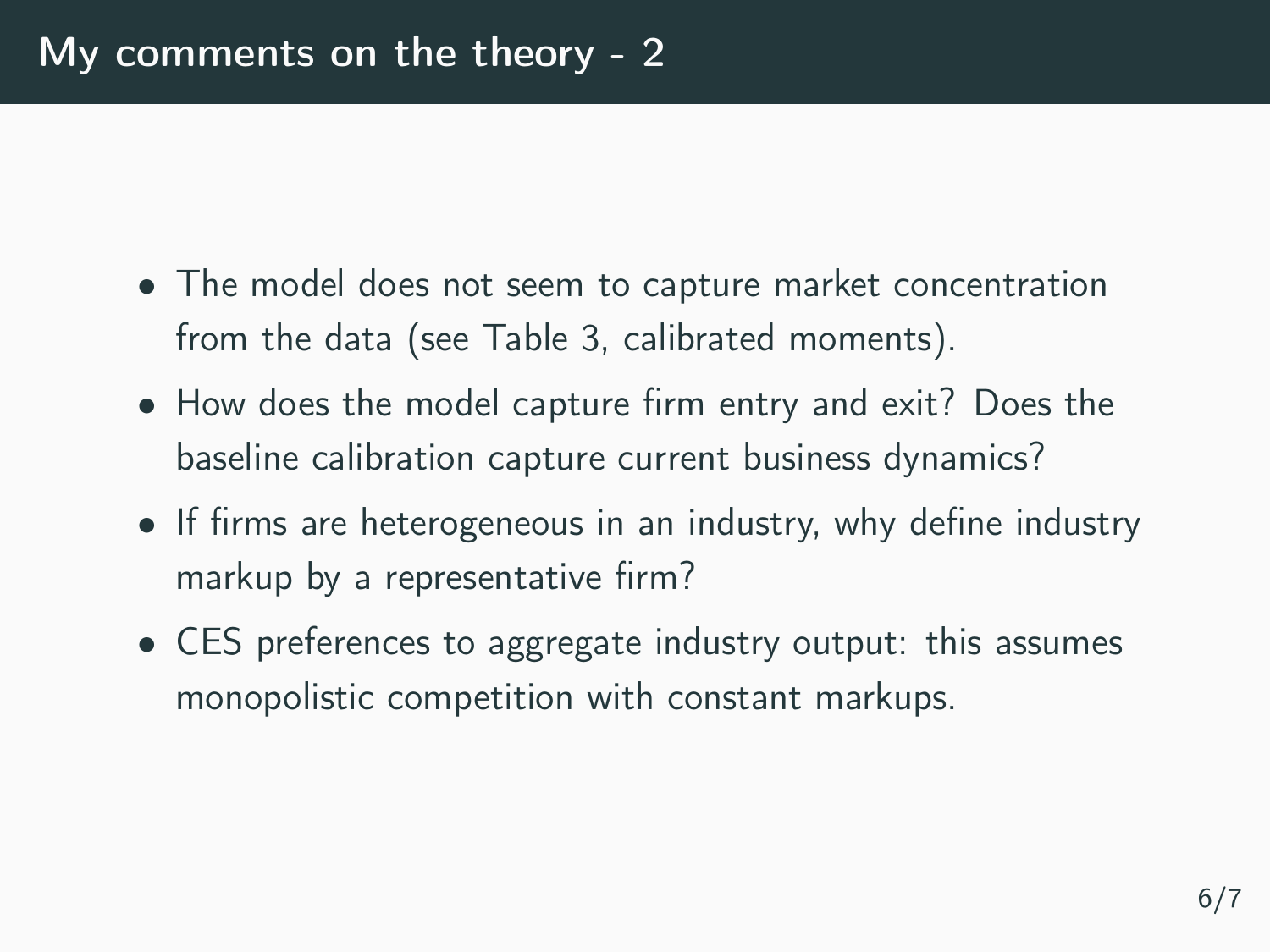# My comments on the theory - 2

- The model does not seem to capture market concentration from the data (see Table 3, calibrated moments).
- How does the model capture firm entry and exit? Does the baseline calibration capture current business dynamics?
- If firms are heterogeneous in an industry, why define industry markup by a representative firm?
- CES preferences to aggregate industry output: this assumes monopolistic competition with constant markups.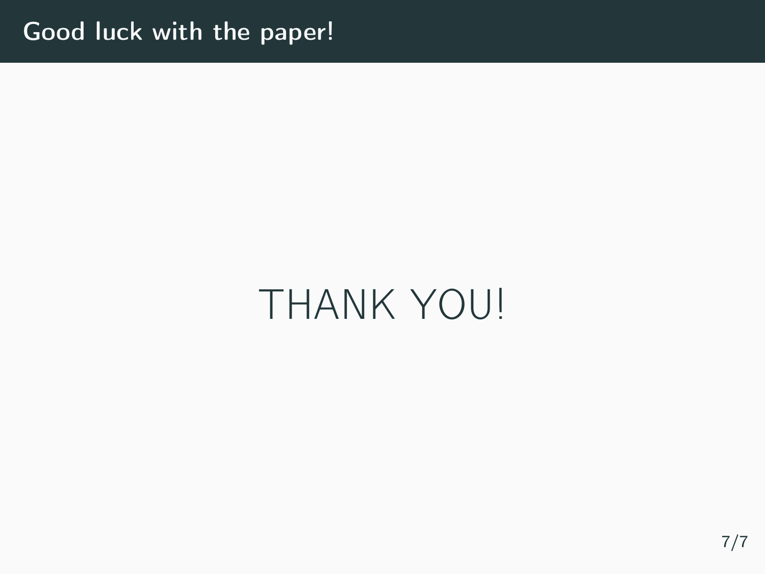# Good luck with the paper!

THANK YOU!